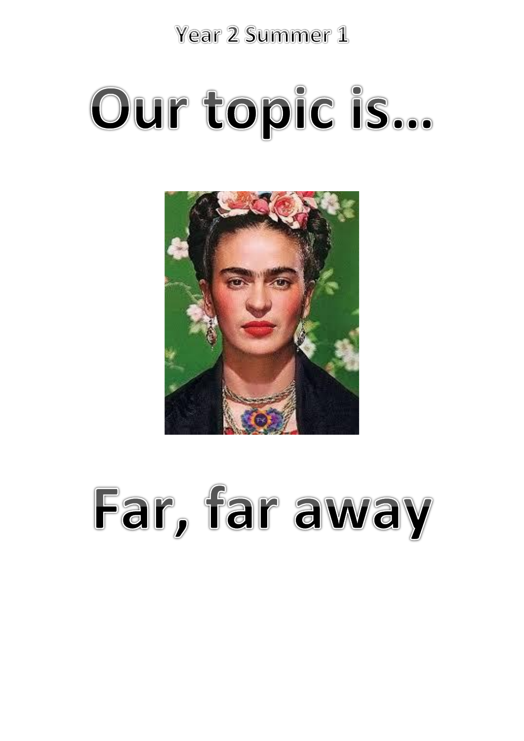Year 2 Summer 1

# Our topic is...

# Far, far away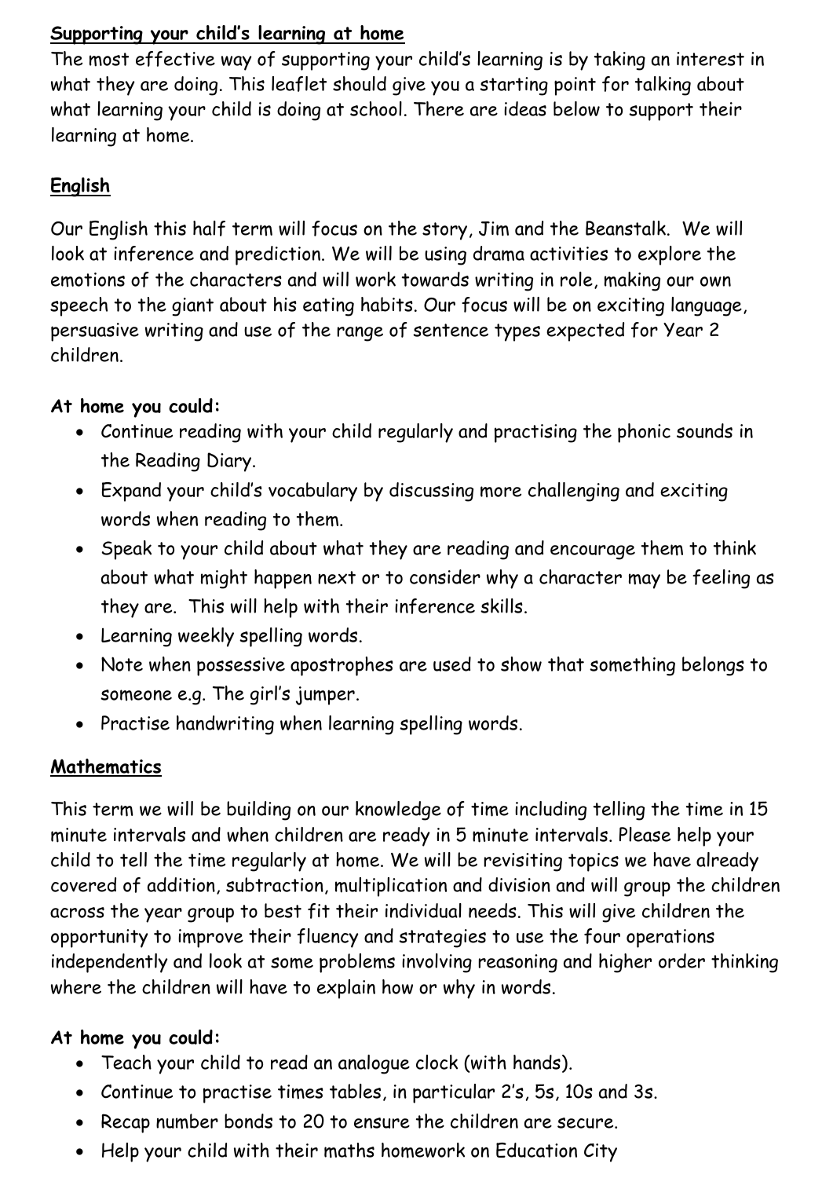## Supporting your child's learning at home

The most effective way of supporting your child's learning is by taking an interest in what they are doing. This leaflet should give you a starting point for talking about what learning your child is doing at school. There are ideas below to support their learning at home.

## English

Our English this half term will focus on the story, Jim and the Beanstalk. We will look at inference and prediction. We will be using drama activities to explore the emotions of the characters and will work towards writing in role, making our own speech to the giant about his eating habits. Our focus will be on exciting language, persuasive writing and use of the range of sentence types expected for Year 2 children.

**At home you could:**

- Continue reading with your child regularly and practising the phonic sounds in the Reading Diary.
- Expand your child's vocabulary by discussing more challenging and exciting words when reading to them.
- Speak to your child about what they are reading and encourage them to think about what might happen next or to consider why a character may be feeling as they are. This will help with their inference skills.
- Learning weekly spelling words.
- Note when possessive apostrophes are used to show that something belongs to someone e.g. The girl's jumper.
- Practise handwriting when learning spelling words.

## Mathematics

This term we will be building on our knowledge of time including telling the time in 15 minute intervals and when children are ready in 5 minute intervals. Please help your child to tell the time regularly at home. We will be revisiting topics we have already covered of addition, subtraction, multiplication and division and will group the children across the year group to best fit their individual needs. This will give children the opportunity to improve their fluency and strategies to use the four operations independently and look at some problems involving reasoning and higher order thinking where the children will have to explain how or why in words.

**At home you could:**

- Teach your child to read an analogue clock (with hands).
- Continue to practise times tables, in particular 2's, 5s, 10s and 3s.
- Recap number bonds to 20 to ensure the children are secure.
- Help your child with their maths homework on Education City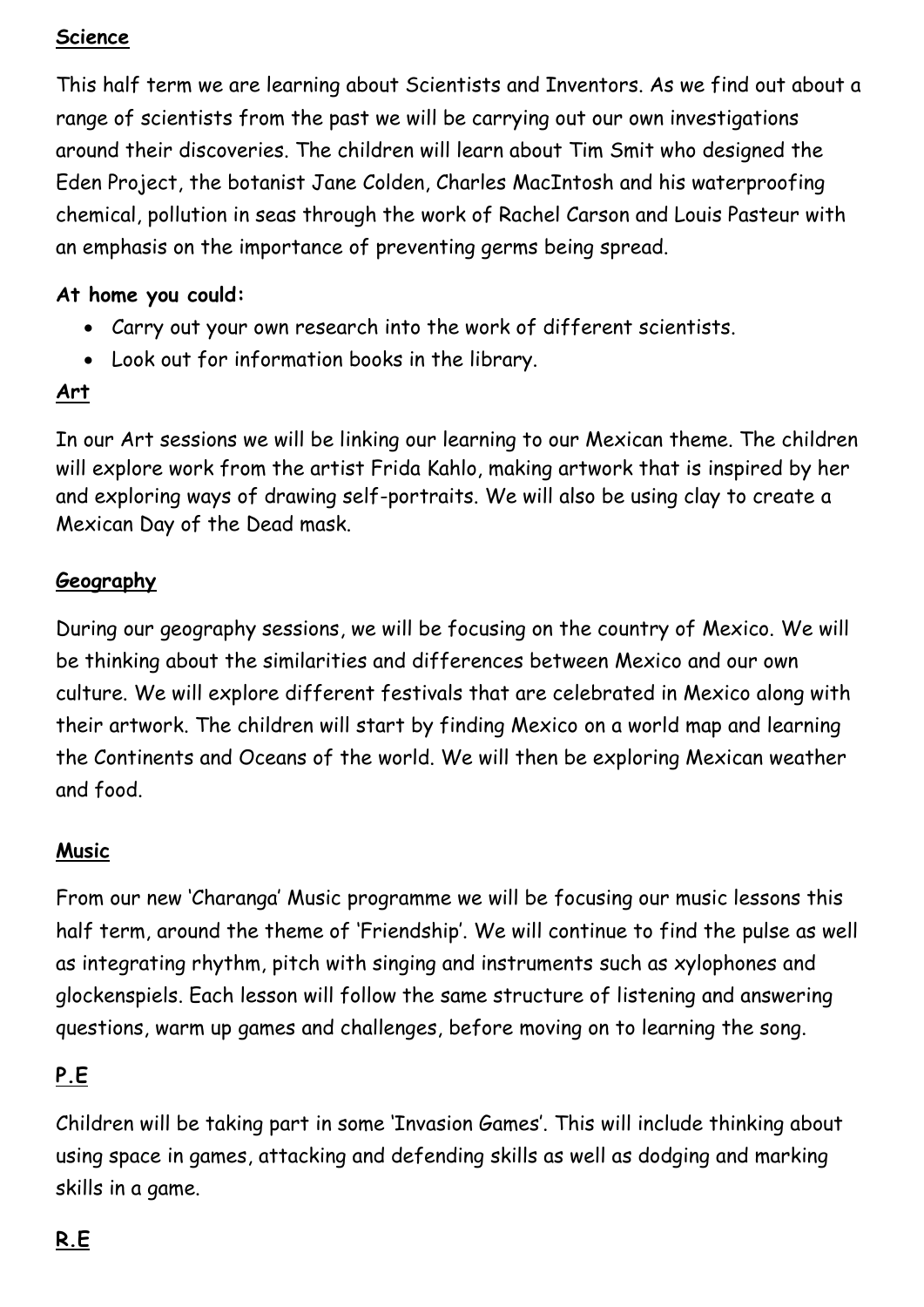## Science

This half term we are learning about Scientists and Inventors. As we find out about a range of scientists from the past we will be carrying out our own investigations around their discoveries. The children will learn about Tim Smit who designed the Eden Project, the botanist Jane Colden, Charles MacIntosh and his waterproofing chemical, pollution in seas through the work of Rachel Carson and Louis Pasteur with an emphasis on the importance of preventing germs being spread.

**At home you could:**

- Carry out your own research into the work of different scientists.
- Look out for information books in the library.

## Art

In our Art sessions we will be linking our learning to our Mexican theme. The children will explore work from the artist Frida Kahlo, making artwork that is inspired by her and exploring ways of drawing self-portraits. We will also be using clay to create a Mexican Day of the Dead mask.

## Geography

During our geography sessions, we will be focusing on the country of Mexico. We will be thinking about the similarities and differences between Mexico and our own culture. We will explore different festivals that are celebrated in Mexico along with their artwork. The children will start by finding Mexico on a world map and learning the Continents and Oceans of the world. We will then be exploring Mexican weather and food.

## Music

From our new 'Charanga' Music programme we will be focusing our music lessons this half term, around the theme of 'Friendship'. We will continue to find the pulse as well as integrating rhythm, pitch with singing and instruments such as xylophones and glockenspiels. Each lesson will follow the same structure of listening and answering questions, warm up games and challenges, before moving on to learning the song.

## P.E

Children will be taking part in some 'Invasion Games'. This will include thinking about using space in games, attacking and defending skills as well as dodging and marking skills in a game.

## R.E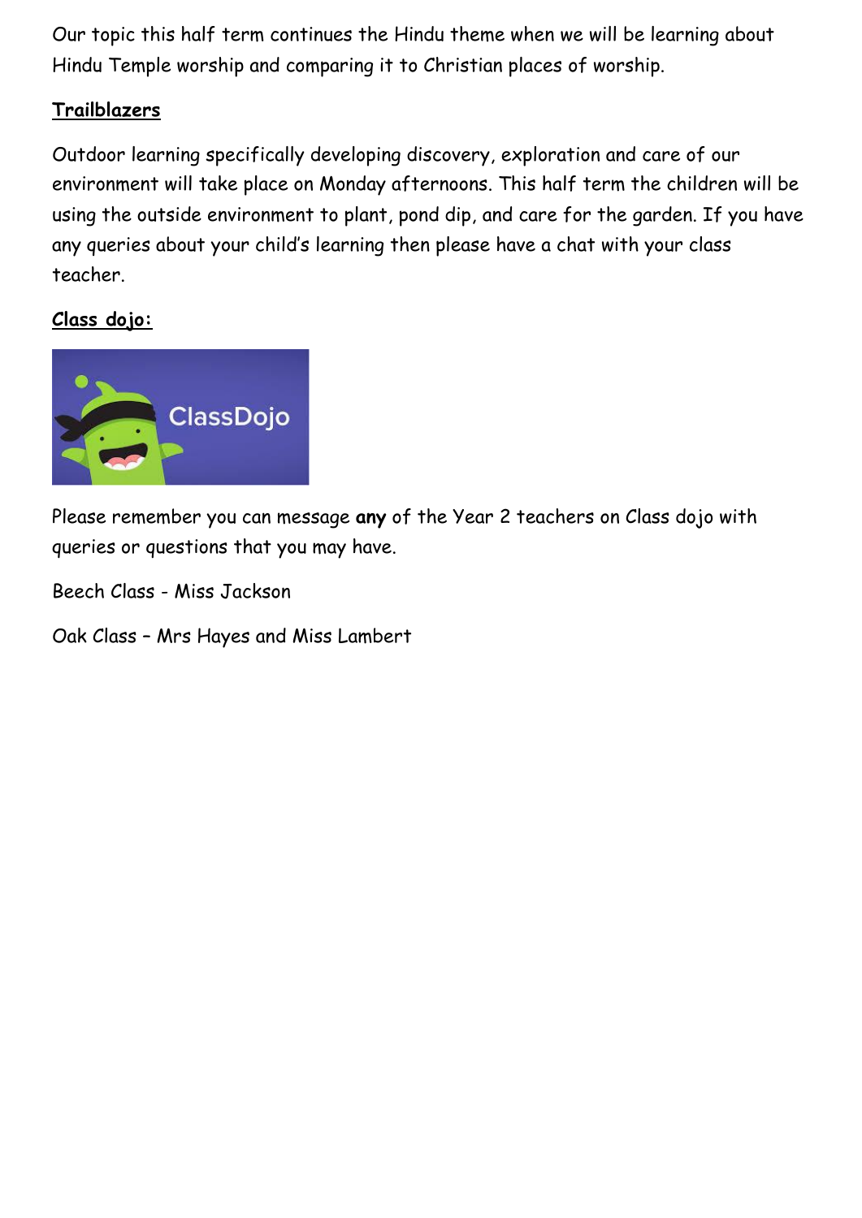Our topic this half term continues the Hindu theme when we will be learning about Hindu Temple worship and comparing it to Christian places of worship.

## Trailblazers

Outdoor learning specifically developing discovery, exploration and care of our environment will take place on Monday afternoons. This half term the children will be using the outside environment to plant, pond dip, and care for the garden. If you have any queries about your child's learning then please have a chat with your class teacher.

## Class dojo:

Please remember you can message **any** of the Year 2 teachers on Class dojo with queries or questions that you may have.

Beech Class - Miss Jackson

Oak Class – Mrs Hayes and Miss Lambert